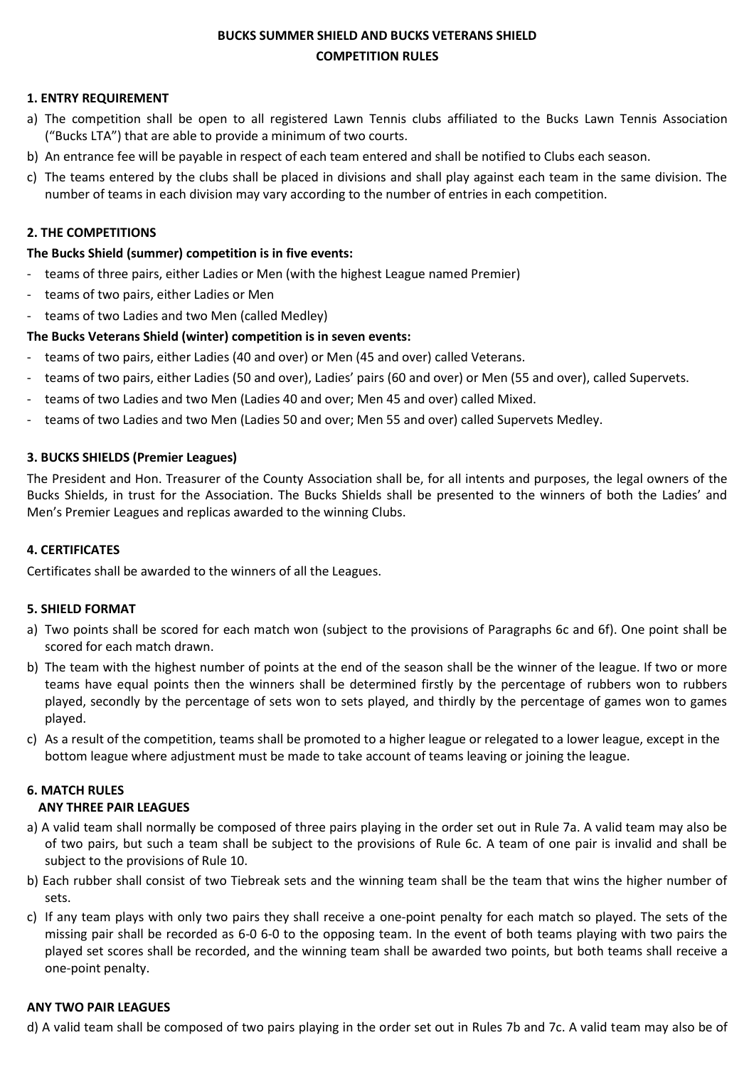# BUCKS SUMMER SHIELD AND BUCKS VETERANS SHIELD

## COMPETITION RULES

### 1. ENTRY REQUIREMENT

a) The competition shall be open to all registered Lawn Tennis clubs affiliated to the Bucks Lawn Tennis Association ("Bucks LTA") that are able to provide a minimum of two courts.

b) An entrance fee will be payable in respect of each team entered and shall be notified to Clubs each season.

c) The teams entered by the clubs shall be placed in divisions and shall play against each team in the same division. The number of teams in each division may vary according to the number of entries in each competition.

### 2. THE COMPETITIONS

**The Bucks Shield (summer) competition is in five events:**

- teams of three pairs, either Ladies or Men (with the highest League named Premier)
- teams of two pairs, either Ladies or Men
- teams of two Ladies and two Men (called Medley)

**The Bucks Veterans Shield (winter) competition is in seven events:**

- teams of two pairs, either Ladies (40 and over) or Men (45 and over) called Veterans.
- teams of two pairs, either Ladies (50 and over), Ladies' pairs (60 and over) or Men (55 and over), called Supervets.
- teams of two Ladies and two Men (Ladies 40 and over; Men 45 and over) called Mixed.
- teams of two Ladies and two Men (Ladies 50 and over; Men 55 and over) called Supervets Medley.

### 3. BUCKS SHIELDS (Premier Leagues)

The President and Hon. Treasurer of the County Association shall be, for all intents and purposes, the legal owners of the Bucks Shields, in trust for the Association. The Bucks Shields shall be presented to the winners of both the Ladies' and Men's Premier Leagues and replicas awarded to the winning Clubs.

### 4. CERTIFICATES

Certificates shall be awarded to the winners of all the Leagues.

### 5. SHIELD FORMAT

a) Two points shall be scored for each match won (subject to the provisions of Paragraphs 6c and 6f). One point shall be scored for each match drawn.

b) The team with the highest number of points at the end of the season shall be the winner of the league. If two or more teams have equal points then the winners shall be determined firstly by the percentage of rubbers won to rubbers played, secondly by the percentage of sets won to sets played, and thirdly by the percentage of games won to games played.

c) As a result of the competition, teams shall be promoted to a higher league or relegated to a lower league, except in the bottom league where adjustment must be made to take account of teams leaving or joining the league.

### 6. MATCH RULES

**ANY THREE PAIR LEAGUES**

a) A valid team shall normally be composed of three pairs playing in the order set out in Rule 7a. A valid team may also be of two pairs, but such a team shall be subject to the provisions of Rule 6c. A team of one pair is invalid and shall be subject to the provisions of Rule 10.

b) Each rubber shall consist of two Tiebreak sets and the winning team shall be the team that wins the higher number of sets.

c) If any team plays with only two pairs they shall receive a one-point penalty for each match so played. The sets of the missing pair shall be recorded as 6-0 6-0 to the opposing team. In the event of both teams playing with two pairs the played set scores shall be recorded, and the winning team shall be awarded two points, but both teams shall receive a one-point penalty.

**ANY TWO PAIR LEAGUES**

d) A valid team shall be composed of two pairs playing in the order set out in Rules 7b and 7c. A valid team may also be of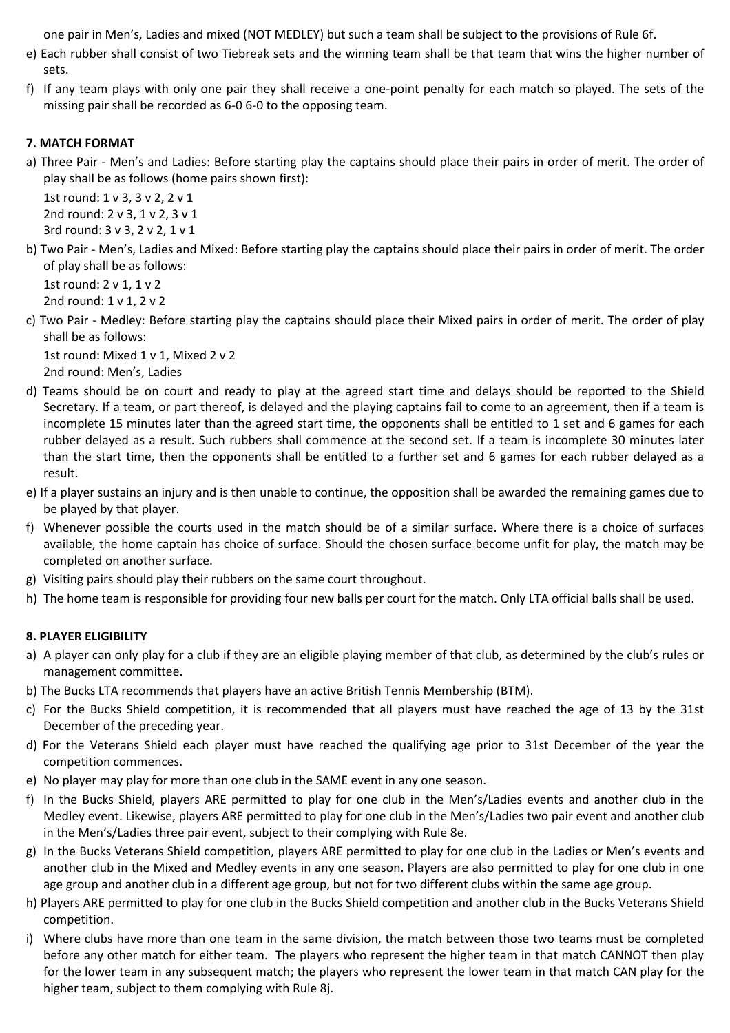one pair in Men's, Ladies and mixed (NOT MEDLEY) but such a team shall be subject to the provisions of Rule 6f.

e) Each rubber shall consist of two Tiebreak sets and the winning team shall be that team that wins the higher number of sets.

f) If any team plays with only one pair they shall receive a one-point penalty for each match so played. The sets of the missing pair shall be recorded as 6-0 6-0 to the opposing team.

**7. MATCH FORMAT**

a) Three Pair - Men's and Ladies: Before starting play the captains should place their pairs in order of merit. The order of play shall be as follows (home pairs shown first):
   1st round: 1 v 3, 3 v 2, 2 v 1
   2nd round: 2 v 3, 1 v 2, 3 v 1
   3rd round: 3 v 3, 2 v 2, 1 v 1

b) Two Pair - Men's, Ladies and Mixed: Before starting play the captains should place their pairs in order of merit. The order of play shall be as follows:
   1st round: 2 v 1, 1 v 2
   2nd round: 1 v 1, 2 v 2

c) Two Pair - Medley: Before starting play the captains should place their Mixed pairs in order of merit. The order of play shall be as follows:
   1st round: Mixed 1 v 1, Mixed 2 v 2
   2nd round: Men's, Ladies

d) Teams should be on court and ready to play at the agreed start time and delays should be reported to the Shield Secretary. If a team, or part thereof, is delayed and the playing captains fail to come to an agreement, then if a team is incomplete 15 minutes later than the agreed start time, the opponents shall be entitled to 1 set and 6 games for each rubber delayed as a result. Such rubbers shall commence at the second set. If a team is incomplete 30 minutes later than the start time, then the opponents shall be entitled to a further set and 6 games for each rubber delayed as a result.

e) If a player sustains an injury and is then unable to continue, the opposition shall be awarded the remaining games due to be played by that player.

f) Whenever possible the courts used in the match should be of a similar surface. Where there is a choice of surfaces available, the home captain has choice of surface. Should the chosen surface become unfit for play, the match may be completed on another surface.

g) Visiting pairs should play their rubbers on the same court throughout.

h) The home team is responsible for providing four new balls per court for the match. Only LTA official balls shall be used.

**8. PLAYER ELIGIBILITY**

a) A player can only play for a club if they are an eligible playing member of that club, as determined by the club's rules or management committee.

b) The Bucks LTA recommends that players have an active British Tennis Membership (BTM).

c) For the Bucks Shield competition, it is recommended that all players must have reached the age of 13 by the 31st December of the preceding year.

d) For the Veterans Shield each player must have reached the qualifying age prior to 31st December of the year the competition commences.

e) No player may play for more than one club in the SAME event in any one season.

f) In the Bucks Shield, players ARE permitted to play for one club in the Men's/Ladies events and another club in the Medley event. Likewise, players ARE permitted to play for one club in the Men's/Ladies two pair event and another club in the Men's/Ladies three pair event, subject to their complying with Rule 8e.

g) In the Bucks Veterans Shield competition, players ARE permitted to play for one club in the Ladies or Men's events and another club in the Mixed and Medley events in any one season. Players are also permitted to play for one club in one age group and another club in a different age group, but not for two different clubs within the same age group.

h) Players ARE permitted to play for one club in the Bucks Shield competition and another club in the Bucks Veterans Shield competition.

i) Where clubs have more than one team in the same division, the match between those two teams must be completed before any other match for either team. The players who represent the higher team in that match CANNOT then play for the lower team in any subsequent match; the players who represent the lower team in that match CAN play for the higher team, subject to them complying with Rule 8j.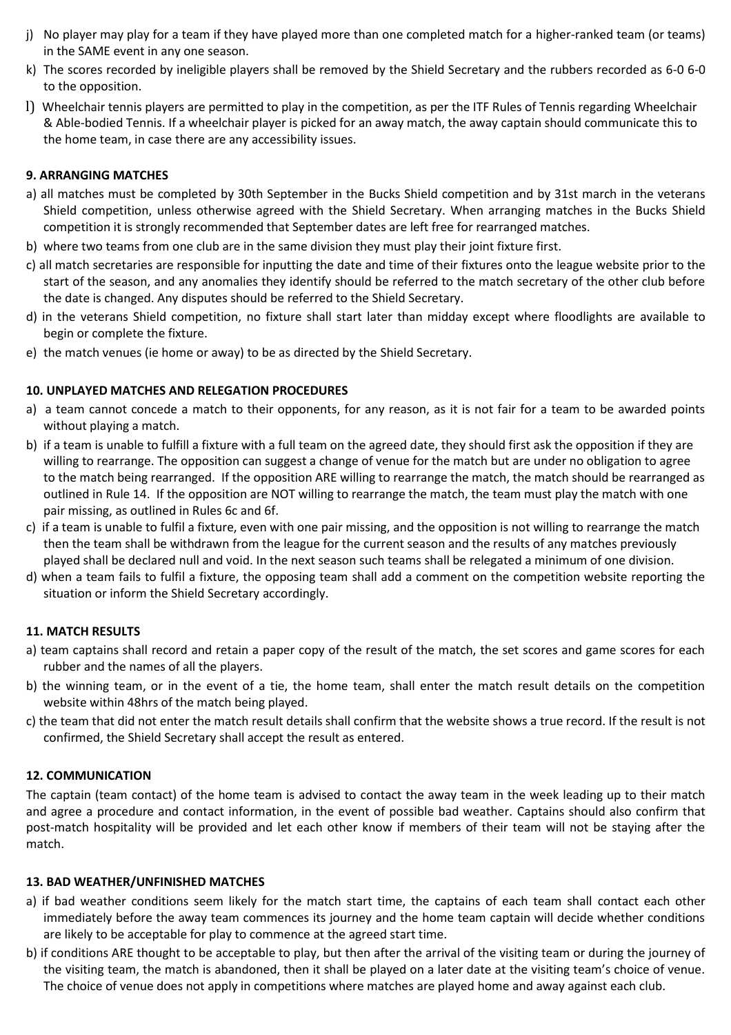j) No player may play for a team if they have played more than one completed match for a higher-ranked team (or teams) in the SAME event in any one season.

k) The scores recorded by ineligible players shall be removed by the Shield Secretary and the rubbers recorded as 6-0 6-0 to the opposition.

l) Wheelchair tennis players are permitted to play in the competition, as per the ITF Rules of Tennis regarding Wheelchair & Able-bodied Tennis. If a wheelchair player is picked for an away match, the away captain should communicate this to the home team, in case there are any accessibility issues.

**9. ARRANGING MATCHES**

a) all matches must be completed by 30th September in the Bucks Shield competition and by 31st march in the veterans Shield competition, unless otherwise agreed with the Shield Secretary. When arranging matches in the Bucks Shield competition it is strongly recommended that September dates are left free for rearranged matches.

b) where two teams from one club are in the same division they must play their joint fixture first.

c) all match secretaries are responsible for inputting the date and time of their fixtures onto the league website prior to the start of the season, and any anomalies they identify should be referred to the match secretary of the other club before the date is changed. Any disputes should be referred to the Shield Secretary.

d) in the veterans Shield competition, no fixture shall start later than midday except where floodlights are available to begin or complete the fixture.

e) the match venues (ie home or away) to be as directed by the Shield Secretary.

**10. UNPLAYED MATCHES AND RELEGATION PROCEDURES**

a) a team cannot concede a match to their opponents, for any reason, as it is not fair for a team to be awarded points without playing a match.

b) if a team is unable to fulfill a fixture with a full team on the agreed date, they should first ask the opposition if they are willing to rearrange. The opposition can suggest a change of venue for the match but are under no obligation to agree to the match being rearranged. If the opposition ARE willing to rearrange the match, the match should be rearranged as outlined in Rule 14. If the opposition are NOT willing to rearrange the match, the team must play the match with one pair missing, as outlined in Rules 6c and 6f.

c) if a team is unable to fulfil a fixture, even with one pair missing, and the opposition is not willing to rearrange the match then the team shall be withdrawn from the league for the current season and the results of any matches previously played shall be declared null and void. In the next season such teams shall be relegated a minimum of one division.

d) when a team fails to fulfil a fixture, the opposing team shall add a comment on the competition website reporting the situation or inform the Shield Secretary accordingly.

**11. MATCH RESULTS**

a) team captains shall record and retain a paper copy of the result of the match, the set scores and game scores for each rubber and the names of all the players.

b) the winning team, or in the event of a tie, the home team, shall enter the match result details on the competition website within 48hrs of the match being played.

c) the team that did not enter the match result details shall confirm that the website shows a true record. If the result is not confirmed, the Shield Secretary shall accept the result as entered.

**12. COMMUNICATION**

The captain (team contact) of the home team is advised to contact the away team in the week leading up to their match and agree a procedure and contact information, in the event of possible bad weather. Captains should also confirm that post-match hospitality will be provided and let each other know if members of their team will not be staying after the match.

**13. BAD WEATHER/UNFINISHED MATCHES**

a) if bad weather conditions seem likely for the match start time, the captains of each team shall contact each other immediately before the away team commences its journey and the home team captain will decide whether conditions are likely to be acceptable for play to commence at the agreed start time.

b) if conditions ARE thought to be acceptable to play, but then after the arrival of the visiting team or during the journey of the visiting team, the match is abandoned, then it shall be played on a later date at the visiting team's choice of venue. The choice of venue does not apply in competitions where matches are played home and away against each club.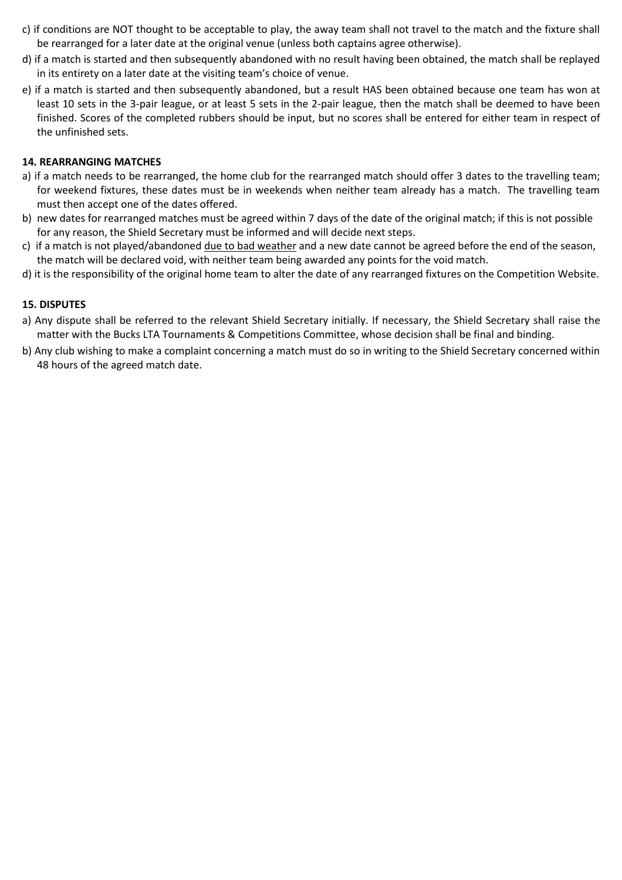c) if conditions are NOT thought to be acceptable to play, the away team shall not travel to the match and the fixture shall be rearranged for a later date at the original venue (unless both captains agree otherwise).

d) if a match is started and then subsequently abandoned with no result having been obtained, the match shall be replayed in its entirety on a later date at the visiting team's choice of venue.

e) if a match is started and then subsequently abandoned, but a result HAS been obtained because one team has won at least 10 sets in the 3-pair league, or at least 5 sets in the 2-pair league, then the match shall be deemed to have been finished. Scores of the completed rubbers should be input, but no scores shall be entered for either team in respect of the unfinished sets.

**14. REARRANGING MATCHES**

a) if a match needs to be rearranged, the home club for the rearranged match should offer 3 dates to the travelling team; for weekend fixtures, these dates must be in weekends when neither team already has a match. The travelling team must then accept one of the dates offered.

b) new dates for rearranged matches must be agreed within 7 days of the date of the original match; if this is not possible for any reason, the Shield Secretary must be informed and will decide next steps.

c) if a match is not played/abandoned <u>due to bad weather</u> and a new date cannot be agreed before the end of the season, the match will be declared void, with neither team being awarded any points for the void match.

d) it is the responsibility of the original home team to alter the date of any rearranged fixtures on the Competition Website.

**15. DISPUTES**

a) Any dispute shall be referred to the relevant Shield Secretary initially. If necessary, the Shield Secretary shall raise the matter with the Bucks LTA Tournaments & Competitions Committee, whose decision shall be final and binding.

b) Any club wishing to make a complaint concerning a match must do so in writing to the Shield Secretary concerned within 48 hours of the agreed match date.